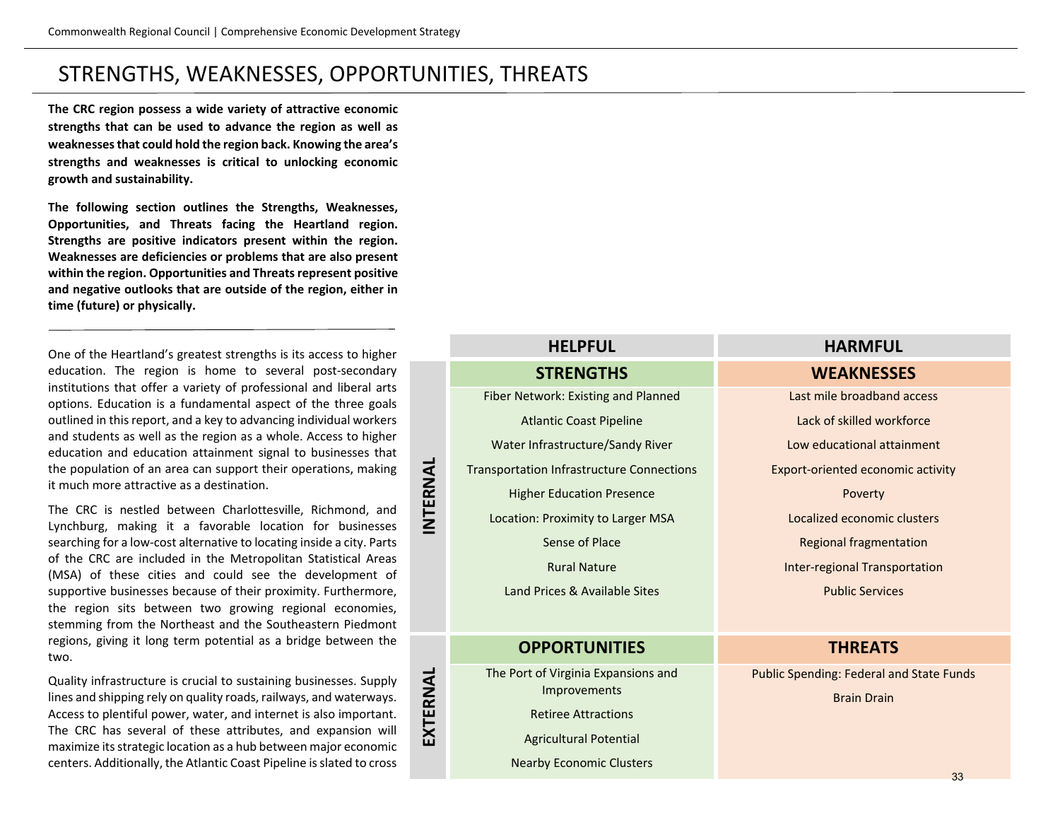# STRENGTHS, WEAKNESSES, OPPORTUNITIES, THREATS

**The CRC region possess a wide variety of attractive economic strengths that can be used to advance the region as well as weaknesses that could hold the region back. Knowing the area's strengths and weaknesses is critical to unlocking economic growth and sustainability.**

**The following section outlines the Strengths, Weaknesses, Opportunities, and Threats facing the Heartland region. Strengths are positive indicators present within the region. Weaknesses are deficiencies or problems that are also present within the region. Opportunities and Threats represent positive and negative outlooks that are outside of the region, either in time (future) or physically.**

One of the Heartland's greatest strengths is its access to higher education. The region is home to several post-secondary institutions that offer a variety of professional and liberal arts options. Education is a fundamental aspect of the three goals outlined in this report, and a key to advancing individual workers and students as well as the region as a whole. Access to higher education and education attainment signal to businesses that the population of an area can support their operations, making it much more attractive as a destination.

The CRC is nestled between Charlottesville, Richmond, and Lynchburg, making it a favorable location for businesses searching for a low-cost alternative to locating inside a city. Parts of the CRC are included in the Metropolitan Statistical Areas (MSA) of these cities and could see the development of supportive businesses because of their proximity. Furthermore, the region sits between two growing regional economies, stemming from the Northeast and the Southeastern Piedmont regions, giving it long term potential as a bridge between the two.

Quality infrastructure is crucial to sustaining businesses. Supply lines and shipping rely on quality roads, railways, and waterways. Access to plentiful power, water, and internet is also important. The CRC has several of these attributes, and expansion will maximize its strategic location as a hub between major economic centers. Additionally, the Atlantic Coast Pipeline is slated to cross

| | HELPFUL | HARMFUL |
|---|---|---|
| **INTERNAL** | **STRENGTHS** | **WEAKNESSES** |
| | Fiber Network: Existing and Planned | Last mile broadband access |
| | Atlantic Coast Pipeline | Lack of skilled workforce |
| | Water Infrastructure/Sandy River | Low educational attainment |
| | Transportation Infrastructure Connections | Export-oriented economic activity |
| | Higher Education Presence | Poverty |
| | Location: Proximity to Larger MSA | Localized economic clusters |
| | Sense of Place | Regional fragmentation |
| | Rural Nature | Inter-regional Transportation |
| | Land Prices & Available Sites | Public Services |
| **EXTERNAL** | **OPPORTUNITIES** | **THREATS** |
| | The Port of Virginia Expansions and Improvements | Public Spending: Federal and State Funds |
| | Retiree Attractions | Brain Drain |
| | Agricultural Potential | |
| | Nearby Economic Clusters | |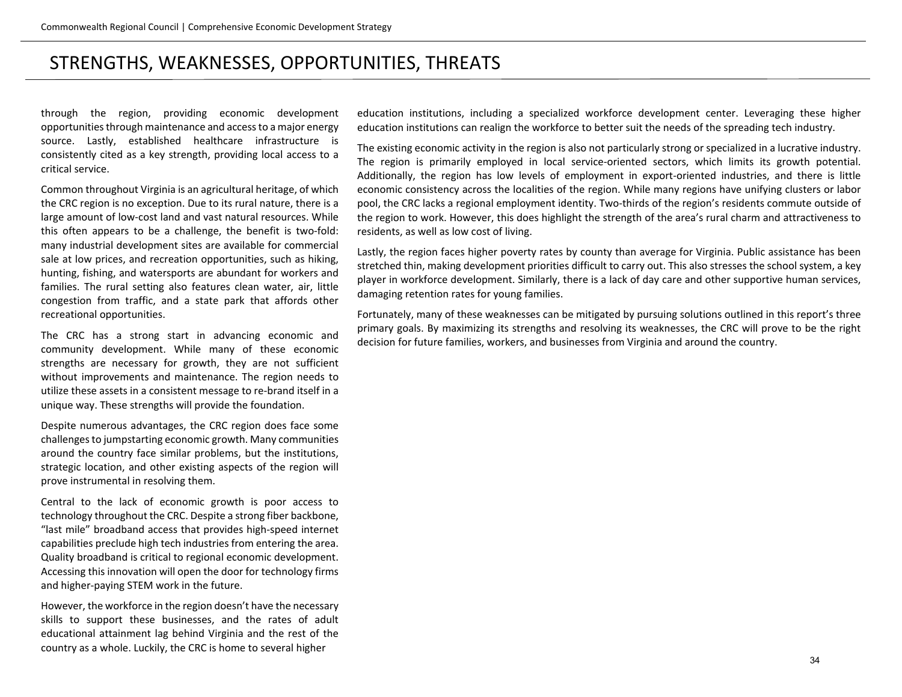# STRENGTHS, WEAKNESSES, OPPORTUNITIES, THREATS

through the region, providing economic development opportunities through maintenance and access to a major energy source. Lastly, established healthcare infrastructure is consistently cited as a key strength, providing local access to a critical service.

Common throughout Virginia is an agricultural heritage, of which the CRC region is no exception. Due to its rural nature, there is a large amount of low-cost land and vast natural resources. While this often appears to be a challenge, the benefit is two-fold: many industrial development sites are available for commercial sale at low prices, and recreation opportunities, such as hiking, hunting, fishing, and watersports are abundant for workers and families. The rural setting also features clean water, air, little congestion from traffic, and a state park that affords other recreational opportunities.

The CRC has a strong start in advancing economic and community development. While many of these economic strengths are necessary for growth, they are not sufficient without improvements and maintenance. The region needs to utilize these assets in a consistent message to re-brand itself in a unique way. These strengths will provide the foundation.

Despite numerous advantages, the CRC region does face some challenges to jumpstarting economic growth. Many communities around the country face similar problems, but the institutions, strategic location, and other existing aspects of the region will prove instrumental in resolving them.

Central to the lack of economic growth is poor access to technology throughout the CRC. Despite a strong fiber backbone, "last mile" broadband access that provides high-speed internet capabilities preclude high tech industries from entering the area. Quality broadband is critical to regional economic development. Accessing this innovation will open the door for technology firms and higher-paying STEM work in the future.

However, the workforce in the region doesn't have the necessary skills to support these businesses, and the rates of adult educational attainment lag behind Virginia and the rest of the country as a whole. Luckily, the CRC is home to several higher education institutions, including a specialized workforce development center. Leveraging these higher education institutions can realign the workforce to better suit the needs of the spreading tech industry.

The existing economic activity in the region is also not particularly strong or specialized in a lucrative industry. The region is primarily employed in local service-oriented sectors, which limits its growth potential. Additionally, the region has low levels of employment in export-oriented industries, and there is little economic consistency across the localities of the region. While many regions have unifying clusters or labor pool, the CRC lacks a regional employment identity. Two-thirds of the region's residents commute outside of the region to work. However, this does highlight the strength of the area's rural charm and attractiveness to residents, as well as low cost of living.

Lastly, the region faces higher poverty rates by county than average for Virginia. Public assistance has been stretched thin, making development priorities difficult to carry out. This also stresses the school system, a key player in workforce development. Similarly, there is a lack of day care and other supportive human services, damaging retention rates for young families.

Fortunately, many of these weaknesses can be mitigated by pursuing solutions outlined in this report's three primary goals. By maximizing its strengths and resolving its weaknesses, the CRC will prove to be the right decision for future families, workers, and businesses from Virginia and around the country.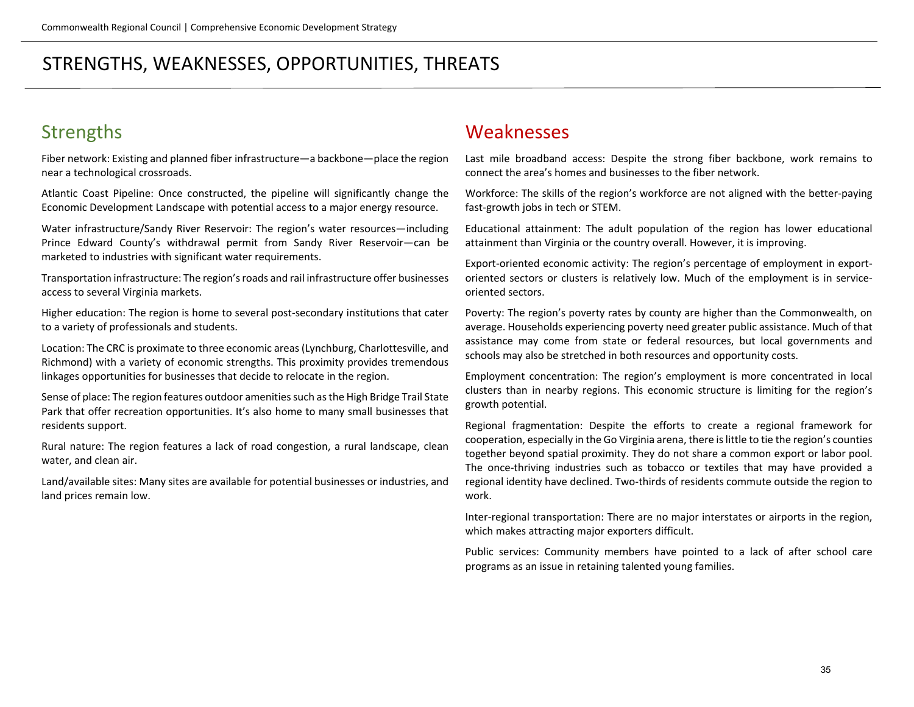# STRENGTHS, WEAKNESSES, OPPORTUNITIES, THREATS

## Strengths

Fiber network: Existing and planned fiber infrastructure—a backbone—place the region near a technological crossroads.

Atlantic Coast Pipeline: Once constructed, the pipeline will significantly change the Economic Development Landscape with potential access to a major energy resource.

Water infrastructure/Sandy River Reservoir: The region's water resources—including Prince Edward County's withdrawal permit from Sandy River Reservoir—can be marketed to industries with significant water requirements.

Transportation infrastructure: The region's roads and rail infrastructure offer businesses access to several Virginia markets.

Higher education: The region is home to several post-secondary institutions that cater to a variety of professionals and students.

Location: The CRC is proximate to three economic areas (Lynchburg, Charlottesville, and Richmond) with a variety of economic strengths. This proximity provides tremendous linkages opportunities for businesses that decide to relocate in the region.

Sense of place: The region features outdoor amenities such as the High Bridge Trail State Park that offer recreation opportunities. It's also home to many small businesses that residents support.

Rural nature: The region features a lack of road congestion, a rural landscape, clean water, and clean air.

Land/available sites: Many sites are available for potential businesses or industries, and land prices remain low.

## Weaknesses

Last mile broadband access: Despite the strong fiber backbone, work remains to connect the area's homes and businesses to the fiber network.

Workforce: The skills of the region's workforce are not aligned with the better-paying fast-growth jobs in tech or STEM.

Educational attainment: The adult population of the region has lower educational attainment than Virginia or the country overall. However, it is improving.

Export-oriented economic activity: The region's percentage of employment in export-oriented sectors or clusters is relatively low. Much of the employment is in service-oriented sectors.

Poverty: The region's poverty rates by county are higher than the Commonwealth, on average. Households experiencing poverty need greater public assistance. Much of that assistance may come from state or federal resources, but local governments and schools may also be stretched in both resources and opportunity costs.

Employment concentration: The region's employment is more concentrated in local clusters than in nearby regions. This economic structure is limiting for the region's growth potential.

Regional fragmentation: Despite the efforts to create a regional framework for cooperation, especially in the Go Virginia arena, there is little to tie the region's counties together beyond spatial proximity. They do not share a common export or labor pool. The once-thriving industries such as tobacco or textiles that may have provided a regional identity have declined. Two-thirds of residents commute outside the region to work.

Inter-regional transportation: There are no major interstates or airports in the region, which makes attracting major exporters difficult.

Public services: Community members have pointed to a lack of after school care programs as an issue in retaining talented young families.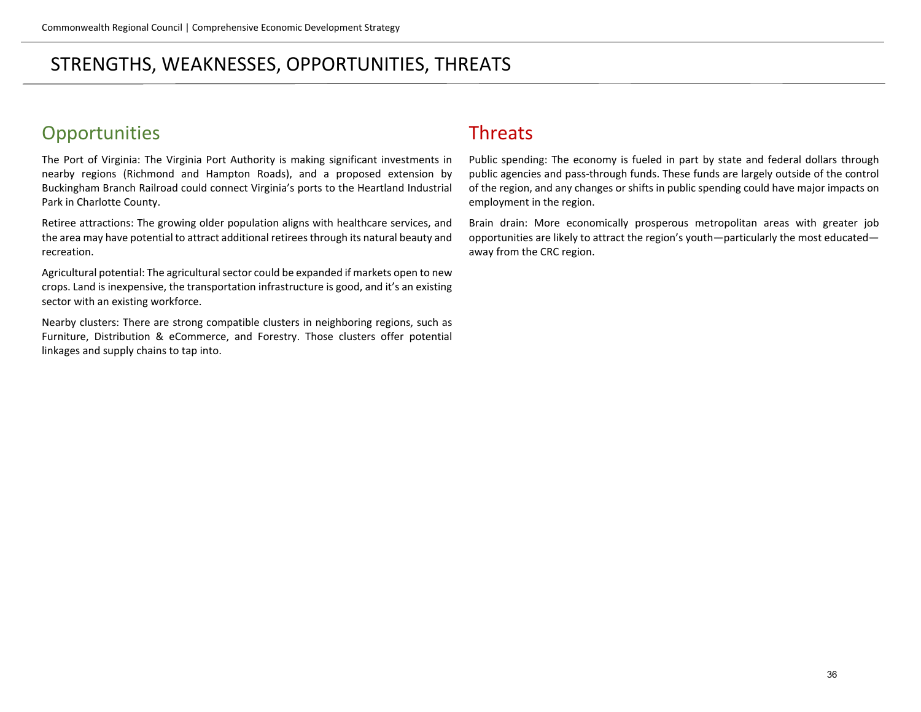# STRENGTHS, WEAKNESSES, OPPORTUNITIES, THREATS

## Opportunities

The Port of Virginia: The Virginia Port Authority is making significant investments in nearby regions (Richmond and Hampton Roads), and a proposed extension by Buckingham Branch Railroad could connect Virginia's ports to the Heartland Industrial Park in Charlotte County.

Retiree attractions: The growing older population aligns with healthcare services, and the area may have potential to attract additional retirees through its natural beauty and recreation.

Agricultural potential: The agricultural sector could be expanded if markets open to new crops. Land is inexpensive, the transportation infrastructure is good, and it's an existing sector with an existing workforce.

Nearby clusters: There are strong compatible clusters in neighboring regions, such as Furniture, Distribution & eCommerce, and Forestry. Those clusters offer potential linkages and supply chains to tap into.

## Threats

Public spending: The economy is fueled in part by state and federal dollars through public agencies and pass-through funds. These funds are largely outside of the control of the region, and any changes or shifts in public spending could have major impacts on employment in the region.

Brain drain: More economically prosperous metropolitan areas with greater job opportunities are likely to attract the region's youth—particularly the most educated—away from the CRC region.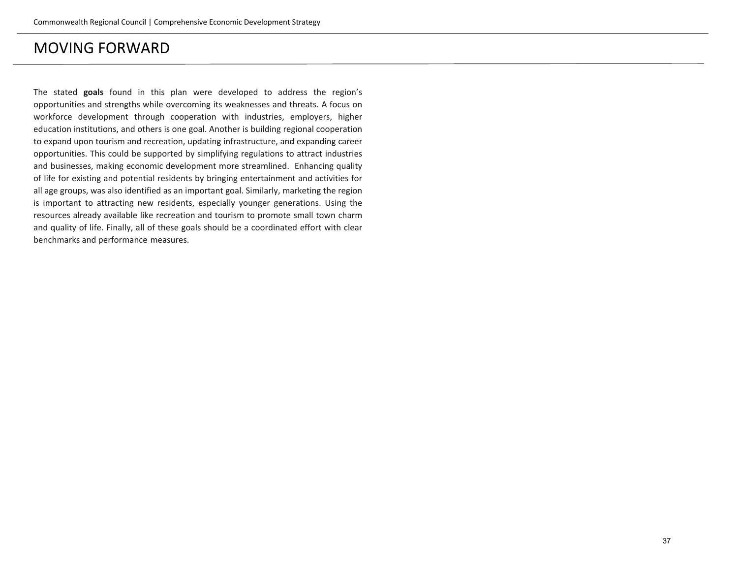# MOVING FORWARD

The stated **goals** found in this plan were developed to address the region's opportunities and strengths while overcoming its weaknesses and threats. A focus on workforce development through cooperation with industries, employers, higher education institutions, and others is one goal. Another is building regional cooperation to expand upon tourism and recreation, updating infrastructure, and expanding career opportunities. This could be supported by simplifying regulations to attract industries and businesses, making economic development more streamlined. Enhancing quality of life for existing and potential residents by bringing entertainment and activities for all age groups, was also identified as an important goal. Similarly, marketing the region is important to attracting new residents, especially younger generations. Using the resources already available like recreation and tourism to promote small town charm and quality of life. Finally, all of these goals should be a coordinated effort with clear benchmarks and performance measures.